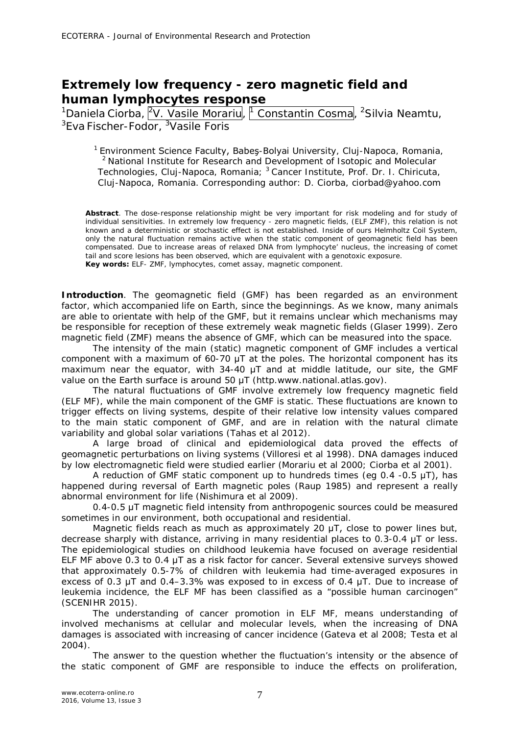# Extremely low frequency - zero magnetic field and human lymphocytes response

[1]Daniela Ciorba, [2]V. Vasile Morariu, [1] Constantin Cosma, [2]Silvia Neamtu, [3]Eva Fischer-Fodor, [3]Vasile Foris

[1] Environment Science Faculty, Babeş-Bolyai University, Cluj-Napoca, Romania, [2] National Institute for Research and Development of Isotopic and Molecular Technologies, Cluj-Napoca, Romania; [3] Cancer Institute, Prof. Dr. I. Chiricuta, Cluj-Napoca, Romania. Corresponding author: D. Ciorba, ciorbad@yahoo.com

**Abstract**. The dose-response relationship might be very important for risk modeling and for study of individual sensitivities. In extremely low frequency - zero magnetic fields, (ELF ZMF), this relation is not known and a deterministic or stochastic effect is not established. Inside of ours Helmholtz Coil System, only the natural fluctuation remains active when the static component of geomagnetic field has been compensated. Due to increase areas of relaxed DNA from lymphocyte' nucleus, the increasing of comet tail and score lesions has been observed, which are equivalent with a genotoxic exposure.
**Key words:** ELF- ZMF, lymphocytes, comet assay, magnetic component.

**Introduction**. The geomagnetic field (GMF) has been regarded as an environment factor, which accompanied life on Earth, since the beginnings. As we know, many animals are able to orientate with help of the GMF, but it remains unclear which mechanisms may be responsible for reception of these extremely weak magnetic fields (Glaser 1999). Zero magnetic field (ZMF) means the absence of GMF, which can be measured into the space.

The intensity of the main (static) magnetic component of GMF includes a vertical component with a maximum of 60-70 μT at the poles. The horizontal component has its maximum near the equator, with 34-40 μT and at middle latitude, our site, the GMF value on the Earth surface is around 50 μT (http.www.national.atlas.gov).

The natural fluctuations of GMF involve extremely low frequency magnetic field (ELF MF), while the main component of the GMF is static. These fluctuations are known to trigger effects on living systems, despite of their relative low intensity values compared to the main static component of GMF, and are in relation with the natural climate variability and global solar variations (Tahas et al 2012).

A large broad of clinical and epidemiological data proved the effects of geomagnetic perturbations on living systems (Villoresi et al 1998). DNA damages induced by low electromagnetic field were studied earlier (Morariu et al 2000; Ciorba et al 2001).

A reduction of GMF static component up to hundreds times (eg 0.4 -0.5 μT), has happened during reversal of Earth magnetic poles (Raup 1985) and represent a really abnormal environment for life (Nishimura et al 2009).

0.4-0.5 μT magnetic field intensity from anthropogenic sources could be measured sometimes in our environment, both occupational and residential.

Magnetic fields reach as much as approximately 20 μT, close to power lines but, decrease sharply with distance, arriving in many residential places to 0.3-0.4 μT or less. The epidemiological studies on childhood leukemia have focused on average residential ELF MF above 0.3 to 0.4 μT as a risk factor for cancer. Several extensive surveys showed that approximately 0.5-7% of children with leukemia had time-averaged exposures in excess of 0.3 μT and 0.4–3.3% was exposed to in excess of 0.4 μT. Due to increase of leukemia incidence, the ELF MF has been classified as a "possible human carcinogen" (SCENIHR 2015).

The understanding of cancer promotion in ELF MF, means understanding of involved mechanisms at cellular and molecular levels, when the increasing of DNA damages is associated with increasing of cancer incidence (Gateva et al 2008; Testa et al 2004).

The answer to the question whether the fluctuation's intensity or the absence of the static component of GMF are responsible to induce the effects on proliferation,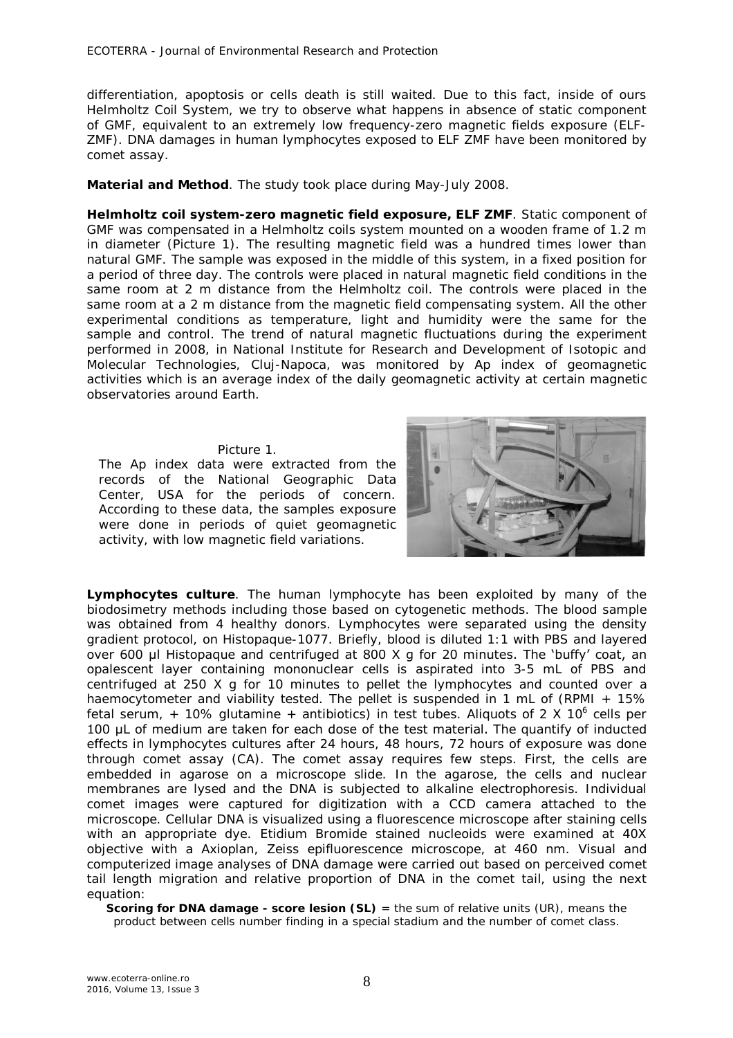differentiation, apoptosis or cells death is still waited. Due to this fact, inside of ours Helmholtz Coil System, we try to observe what happens in absence of static component of GMF, equivalent to an extremely low frequency-zero magnetic fields exposure (ELF-ZMF). DNA damages in human lymphocytes exposed to ELF ZMF have been monitored by comet assay.

**Material and Method**. The study took place during May-July 2008.

**Helmholtz coil system-zero magnetic field exposure, ELF ZMF**. Static component of GMF was compensated in a Helmholtz coils system mounted on a wooden frame of 1.2 m in diameter (Picture 1). The resulting magnetic field was a hundred times lower than natural GMF. The sample was exposed in the middle of this system, in a fixed position for a period of three day. The controls were placed in natural magnetic field conditions in the same room at 2 m distance from the Helmholtz coil. The controls were placed in the same room at a 2 m distance from the magnetic field compensating system. All the other experimental conditions as temperature, light and humidity were the same for the sample and control. The trend of natural magnetic fluctuations during the experiment performed in 2008, in National Institute for Research and Development of Isotopic and Molecular Technologies, Cluj-Napoca, was monitored by Ap index of geomagnetic activities which is an average index of the daily geomagnetic activity at certain magnetic observatories around Earth.

Picture 1.

The Ap index data were extracted from the records of the National Geographic Data Center, USA for the periods of concern. According to these data, the samples exposure were done in periods of quiet geomagnetic activity, with low magnetic field variations.

**Lymphocytes culture**. The human lymphocyte has been exploited by many of the biodosimetry methods including those based on cytogenetic methods. The blood sample was obtained from 4 healthy donors. Lymphocytes were separated using the density gradient protocol, on Histopaque-1077. Briefly, blood is diluted 1:1 with PBS and layered over 600 μl Histopaque and centrifuged at 800 X g for 20 minutes. The 'buffy' coat, an opalescent layer containing mononuclear cells is aspirated into 3-5 mL of PBS and centrifuged at 250 X g for 10 minutes to pellet the lymphocytes and counted over a haemocytometer and viability tested. The pellet is suspended in 1 mL of (RPMI + 15% fetal serum, + 10% glutamine + antibiotics) in test tubes. Aliquots of $2 \times 10^6$ cells per 100 μL of medium are taken for each dose of the test material. The quantify of inducted effects in lymphocytes cultures after 24 hours, 48 hours, 72 hours of exposure was done through comet assay (CA). The comet assay requires few steps. First, the cells are embedded in agarose on a microscope slide. In the agarose, the cells and nuclear membranes are lysed and the DNA is subjected to alkaline electrophoresis. Individual comet images were captured for digitization with a CCD camera attached to the microscope. Cellular DNA is visualized using a fluorescence microscope after staining cells with an appropriate dye. Etidium Bromide stained nucleoids were examined at 40X objective with a Axioplan, Zeiss epifluorescence microscope, at 460 nm. Visual and computerized image analyses of DNA damage were carried out based on perceived comet tail length migration and relative proportion of DNA in the comet tail, using the next equation:

**Scoring for DNA damage - score lesion (SL)** = the sum of relative units (UR), means the product between cells number finding in a special stadium and the number of comet class.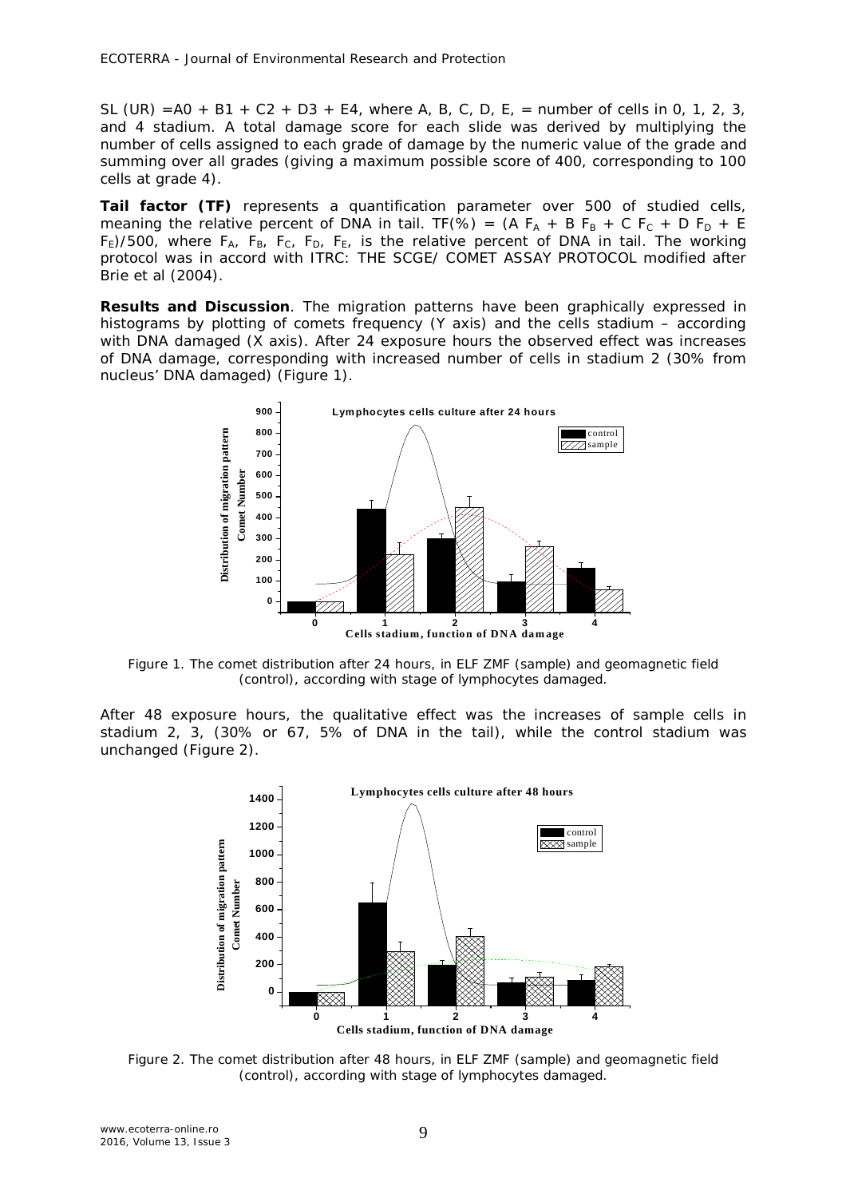SL (UR) =A0 + B1 + C2 + D3 + E4, where A, B, C, D, E, = number of cells in 0, 1, 2, 3, and 4 stadium. A total damage score for each slide was derived by multiplying the number of cells assigned to each grade of damage by the numeric value of the grade and summing over all grades (giving a maximum possible score of 400, corresponding to 100 cells at grade 4).

**Tail factor (TF)** represents a quantification parameter over 500 of studied cells, meaning the relative percent of DNA in tail. $TF(\%) = (A\ F_A + B\ F_B + C\ F_C + D\ F_D + E\ F_E)/500$, where $F_A$, $F_B$, $F_C$, $F_D$, $F_E$, is the relative percent of DNA in tail. The working protocol was in accord with ITRC: THE SCGE/ COMET ASSAY PROTOCOL modified after Brie et al (2004).

**Results and Discussion**. The migration patterns have been graphically expressed in histograms by plotting of comets frequency (Y axis) and the cells stadium – according with DNA damaged (X axis). After 24 exposure hours the observed effect was increases of DNA damage, corresponding with increased number of cells in stadium 2 (30% from nucleus' DNA damaged) (Figure 1).

Figure 1. The comet distribution after 24 hours, in ELF ZMF (sample) and geomagnetic field (control), according with stage of lymphocytes damaged.

After 48 exposure hours, the qualitative effect was the increases of sample cells in stadium 2, 3, (30% or 67, 5% of DNA in the tail), while the control stadium was unchanged (Figure 2).

Figure 2. The comet distribution after 48 hours, in ELF ZMF (sample) and geomagnetic field (control), according with stage of lymphocytes damaged.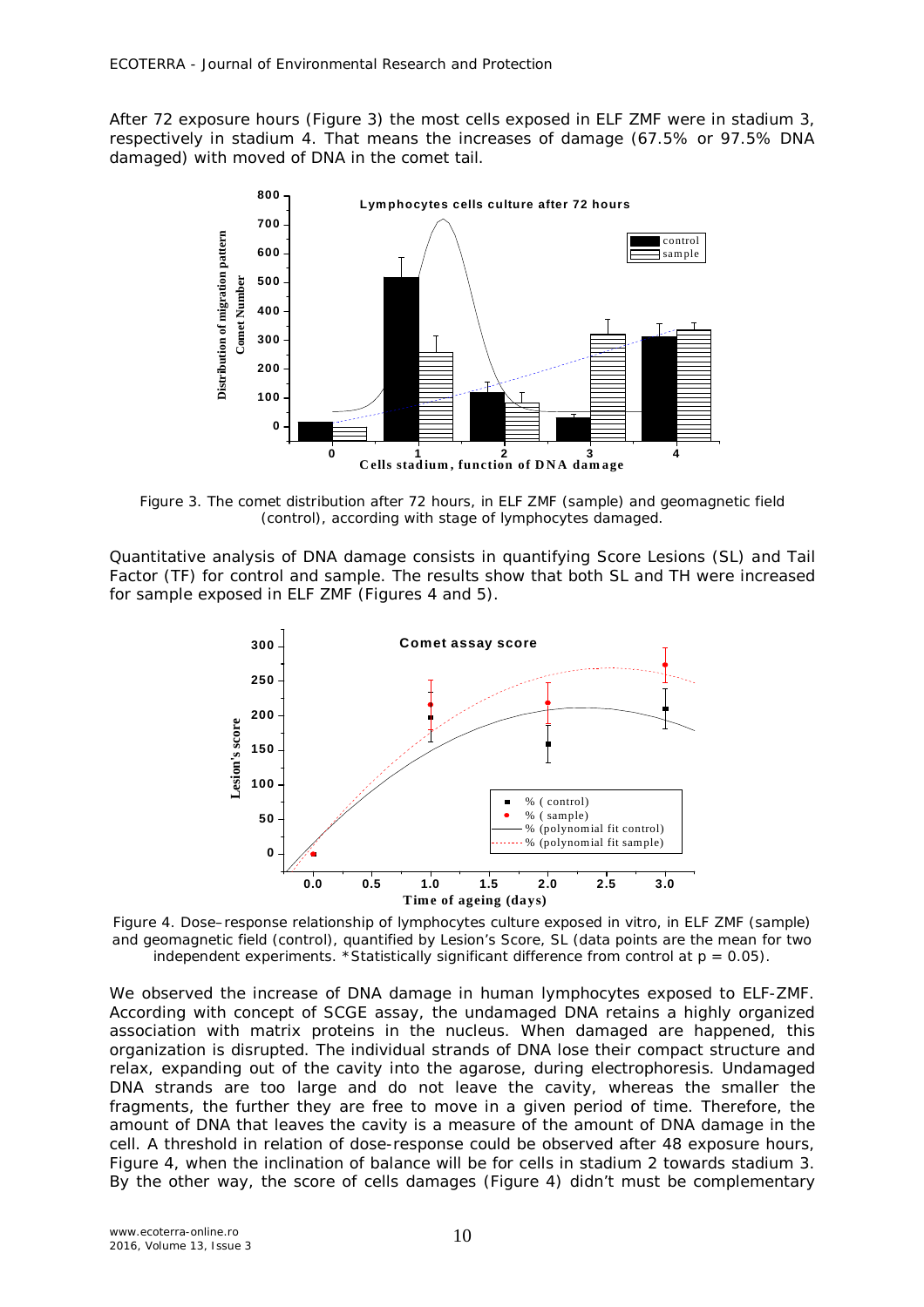After 72 exposure hours (Figure 3) the most cells exposed in ELF ZMF were in stadium 3, respectively in stadium 4. That means the increases of damage (67.5% or 97.5% DNA damaged) with moved of DNA in the comet tail.

Figure 3. The comet distribution after 72 hours, in ELF ZMF (sample) and geomagnetic field (control), according with stage of lymphocytes damaged.

Quantitative analysis of DNA damage consists in quantifying Score Lesions (SL) and Tail Factor (TF) for control and sample. The results show that both SL and TH were increased for sample exposed in ELF ZMF (Figures 4 and 5).

Figure 4. Dose–response relationship of lymphocytes culture exposed in vitro, in ELF ZMF (sample) and geomagnetic field (control), quantified by Lesion's Score, SL (data points are the mean for two independent experiments. *Statistically significant difference from control at $p = 0.05$).

We observed the increase of DNA damage in human lymphocytes exposed to ELF-ZMF. According with concept of SCGE assay, the undamaged DNA retains a highly organized association with matrix proteins in the nucleus. When damaged are happened, this organization is disrupted. The individual strands of DNA lose their compact structure and relax, expanding out of the cavity into the agarose, during electrophoresis. Undamaged DNA strands are too large and do not leave the cavity, whereas the smaller the fragments, the further they are free to move in a given period of time. Therefore, the amount of DNA that leaves the cavity is a measure of the amount of DNA damage in the cell. A threshold in relation of dose-response could be observed after 48 exposure hours, Figure 4, when the inclination of balance will be for cells in stadium 2 towards stadium 3. By the other way, the score of cells damages (Figure 4) didn't must be complementary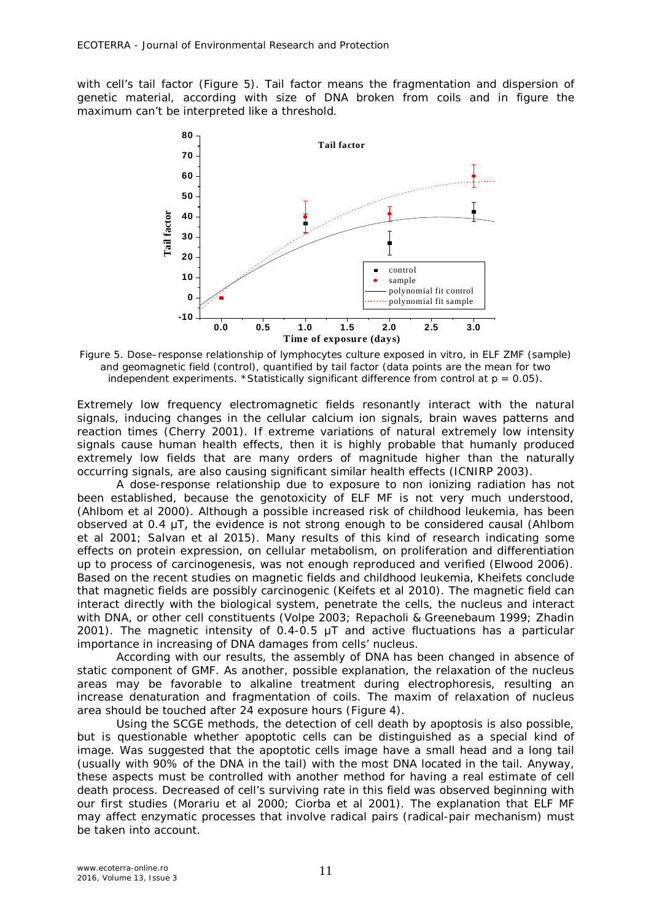with cell's tail factor (Figure 5). Tail factor means the fragmentation and dispersion of genetic material, according with size of DNA broken from coils and in figure the maximum can't be interpreted like a threshold.

Figure 5. Dose–response relationship of lymphocytes culture exposed in vitro, in ELF ZMF (sample) and geomagnetic field (control), quantified by tail factor (data points are the mean for two independent experiments. *Statistically significant difference from control at $p = 0.05$).

Extremely low frequency electromagnetic fields resonantly interact with the natural signals, inducing changes in the cellular calcium ion signals, brain waves patterns and reaction times (Cherry 2001). If extreme variations of natural extremely low intensity signals cause human health effects, then it is highly probable that humanly produced extremely low fields that are many orders of magnitude higher than the naturally occurring signals, are also causing significant similar health effects (ICNIRP 2003).

A dose-response relationship due to exposure to non ionizing radiation has not been established, because the genotoxicity of ELF MF is not very much understood, (Ahlbom et al 2000). Although a possible increased risk of childhood leukemia, has been observed at 0.4 μT, the evidence is not strong enough to be considered causal (Ahlbom et al 2001; Salvan et al 2015). Many results of this kind of research indicating some effects on protein expression, on cellular metabolism, on proliferation and differentiation up to process of carcinogenesis, was not enough reproduced and verified (Elwood 2006). Based on the recent studies on magnetic fields and childhood leukemia, Kheifets conclude that magnetic fields are possibly carcinogenic (Keifets et al 2010). The magnetic field can interact directly with the biological system, penetrate the cells, the nucleus and interact with DNA, or other cell constituents (Volpe 2003; Repacholi & Greenebaum 1999; Zhadin 2001). The magnetic intensity of 0.4-0.5 μT and active fluctuations has a particular importance in increasing of DNA damages from cells' nucleus.

According with our results, the assembly of DNA has been changed in absence of static component of GMF. As another, possible explanation, the relaxation of the nucleus areas may be favorable to alkaline treatment during electrophoresis, resulting an increase denaturation and fragmentation of coils. The maxim of relaxation of nucleus area should be touched after 24 exposure hours (Figure 4).

Using the SCGE methods, the detection of cell death by apoptosis is also possible, but is questionable whether apoptotic cells can be distinguished as a special kind of image. Was suggested that the apoptotic cells image have a small head and a long tail (usually with 90% of the DNA in the tail) with the most DNA located in the tail. Anyway, these aspects must be controlled with another method for having a real estimate of cell death process. Decreased of cell's surviving rate in this field was observed beginning with our first studies (Morariu et al 2000; Ciorba et al 2001). The explanation that ELF MF may affect enzymatic processes that involve radical pairs (radical-pair mechanism) must be taken into account.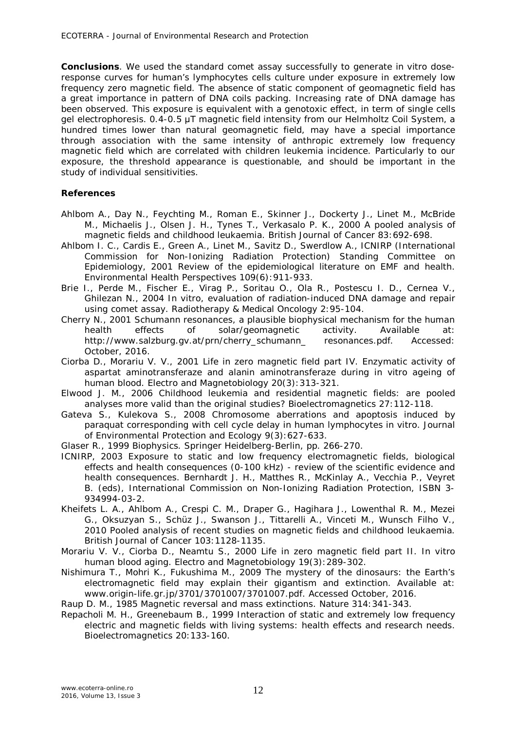**Conclusions**. We used the standard comet assay successfully to generate in vitro dose-response curves for human's lymphocytes cells culture under exposure in extremely low frequency zero magnetic field. The absence of static component of geomagnetic field has a great importance in pattern of DNA coils packing. Increasing rate of DNA damage has been observed. This exposure is equivalent with a genotoxic effect, in term of single cells gel electrophoresis. 0.4-0.5 μT magnetic field intensity from our Helmholtz Coil System, a hundred times lower than natural geomagnetic field, may have a special importance through association with the same intensity of anthropic extremely low frequency magnetic field which are correlated with children leukemia incidence. Particularly to our exposure, the threshold appearance is questionable, and should be important in the study of individual sensitivities.

## References

Ahlbom A., Day N., Feychting M., Roman E., Skinner J., Dockerty J., Linet M., McBride M., Michaelis J., Olsen J. H., Tynes T., Verkasalo P. K., 2000 A pooled analysis of magnetic fields and childhood leukaemia. British Journal of Cancer 83:692-698.

Ahlbom I. C., Cardis E., Green A., Linet M., Savitz D., Swerdlow A., ICNIRP (International Commission for Non-Ionizing Radiation Protection) Standing Committee on Epidemiology, 2001 Review of the epidemiological literature on EMF and health. Environmental Health Perspectives 109(6):911-933.

Brie I., Perde M., Fischer E., Virag P., Soritau O., Ola R., Postescu I. D., Cernea V., Ghilezan N., 2004 In vitro, evaluation of radiation-induced DNA damage and repair using comet assay. Radiotherapy & Medical Oncology 2:95-104.

Cherry N., 2001 Schumann resonances, a plausible biophysical mechanism for the human health effects of solar/geomagnetic activity. Available at: http://www.salzburg.gv.at/prn/cherry_schumann_ resonances.pdf. Accessed: October, 2016.

Ciorba D., Morariu V. V., 2001 Life in zero magnetic field part IV. Enzymatic activity of aspartat aminotransferaze and alanin aminotransferaze during in vitro ageing of human blood. Electro and Magnetobiology 20(3):313-321.

Elwood J. M., 2006 Childhood leukemia and residential magnetic fields: are pooled analyses more valid than the original studies? Bioelectromagnetics 27:112-118.

Gateva S., Kulekova S., 2008 Chromosome aberrations and apoptosis induced by paraquat corresponding with cell cycle delay in human lymphocytes in vitro. Journal of Environmental Protection and Ecology 9(3):627-633.

Glaser R., 1999 Biophysics. Springer Heidelberg-Berlin, pp. 266-270.

ICNIRP, 2003 Exposure to static and low frequency electromagnetic fields, biological effects and health consequences (0-100 kHz) - review of the scientific evidence and health consequences. Bernhardt J. H., Matthes R., McKinlay A., Vecchia P., Veyret B. (eds), International Commission on Non-Ionizing Radiation Protection, ISBN 3-934994-03-2.

Kheifets L. A., Ahlbom A., Crespi C. M., Draper G., Hagihara J., Lowenthal R. M., Mezei G., Oksuzyan S., Schüz J., Swanson J., Tittarelli A., Vinceti M., Wunsch Filho V., 2010 Pooled analysis of recent studies on magnetic fields and childhood leukaemia. British Journal of Cancer 103:1128-1135.

Morariu V. V., Ciorba D., Neamtu S., 2000 Life in zero magnetic field part II. In vitro human blood aging. Electro and Magnetobiology 19(3):289-302.

Nishimura T., Mohri K., Fukushima M., 2009 The mystery of the dinosaurs: the Earth's electromagnetic field may explain their gigantism and extinction. Available at: www.origin-life.gr.jp/3701/3701007/3701007.pdf. Accessed October, 2016.

Raup D. M., 1985 Magnetic reversal and mass extinctions. Nature 314:341-343.

Repacholi M. H., Greenebaum B., 1999 Interaction of static and extremely low frequency electric and magnetic fields with living systems: health effects and research needs. Bioelectromagnetics 20:133-160.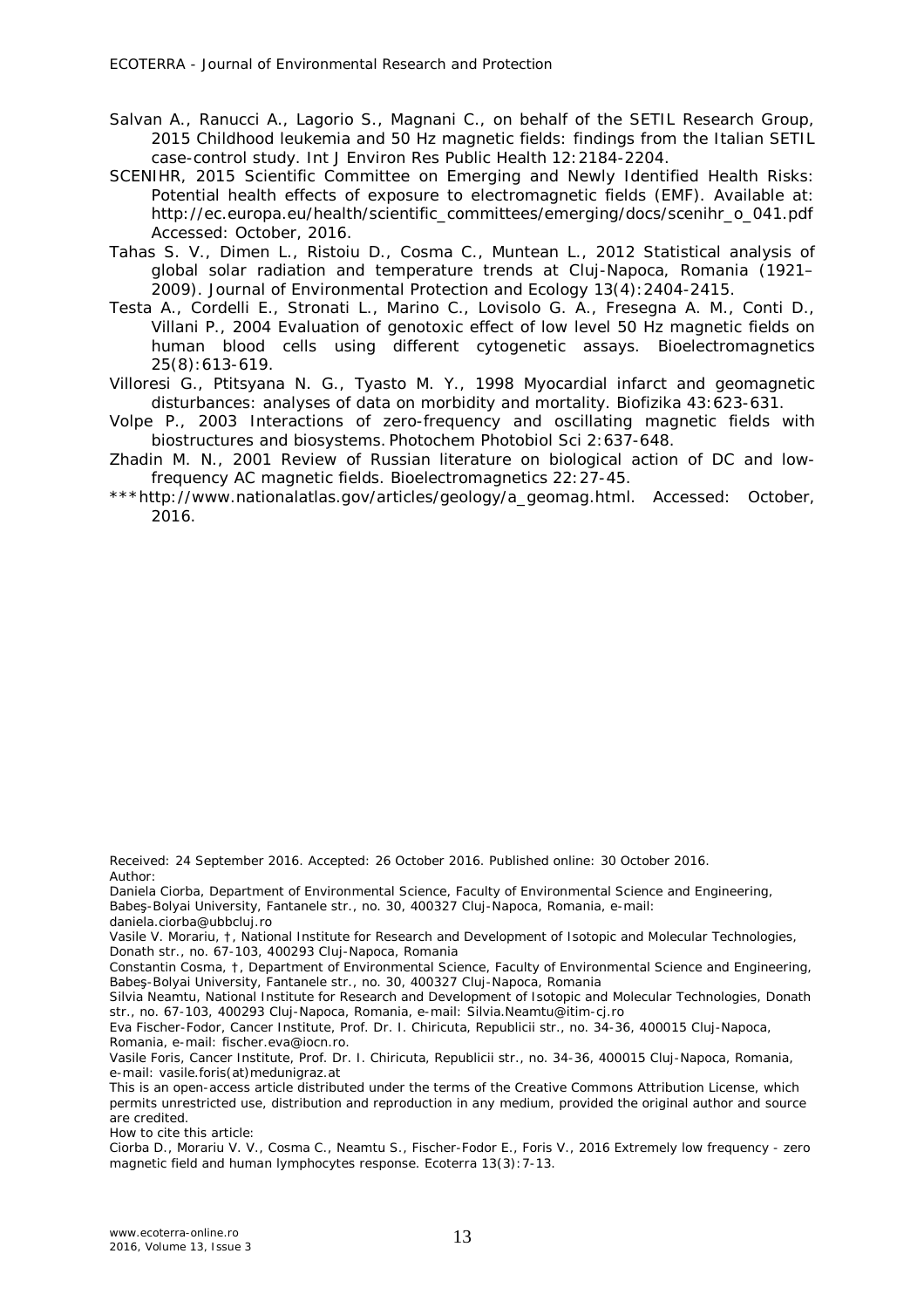Salvan A., Ranucci A., Lagorio S., Magnani C., on behalf of the SETIL Research Group, 2015 Childhood leukemia and 50 Hz magnetic fields: findings from the Italian SETIL case-control study. Int J Environ Res Public Health 12:2184-2204.

SCENIHR, 2015 Scientific Committee on Emerging and Newly Identified Health Risks: Potential health effects of exposure to electromagnetic fields (EMF). Available at: http://ec.europa.eu/health/scientific_committees/emerging/docs/scenihr_o_041.pdf Accessed: October, 2016.

Tahas S. V., Dimen L., Ristoiu D., Cosma C., Muntean L., 2012 Statistical analysis of global solar radiation and temperature trends at Cluj-Napoca, Romania (1921–2009). Journal of Environmental Protection and Ecology 13(4):2404-2415.

Testa A., Cordelli E., Stronati L., Marino C., Lovisolo G. A., Fresegna A. M., Conti D., Villani P., 2004 Evaluation of genotoxic effect of low level 50 Hz magnetic fields on human blood cells using different cytogenetic assays. Bioelectromagnetics 25(8):613-619.

Villoresi G., Ptitsyana N. G., Tyasto M. Y., 1998 Myocardial infarct and geomagnetic disturbances: analyses of data on morbidity and mortality. Biofizika 43:623-631.

Volpe P., 2003 Interactions of zero-frequency and oscillating magnetic fields with biostructures and biosystems. Photochem Photobiol Sci 2:637-648.

Zhadin M. N., 2001 Review of Russian literature on biological action of DC and low-frequency AC magnetic fields. Bioelectromagnetics 22:27-45.

***http://www.nationalatlas.gov/articles/geology/a_geomag.html. Accessed: October, 2016.

Received: 24 September 2016. Accepted: 26 October 2016. Published online: 30 October 2016.

Author:

Daniela Ciorba, Department of Environmental Science, Faculty of Environmental Science and Engineering, Babeş-Bolyai University, Fantanele str., no. 30, 400327 Cluj-Napoca, Romania, e-mail: daniela.ciorba@ubbcluj.ro

Vasile V. Morariu, †, National Institute for Research and Development of Isotopic and Molecular Technologies, Donath str., no. 67-103, 400293 Cluj-Napoca, Romania

Constantin Cosma, †, Department of Environmental Science, Faculty of Environmental Science and Engineering, Babeş-Bolyai University, Fantanele str., no. 30, 400327 Cluj-Napoca, Romania

Silvia Neamtu, National Institute for Research and Development of Isotopic and Molecular Technologies, Donath str., no. 67-103, 400293 Cluj-Napoca, Romania, e-mail: Silvia.Neamtu@itim-cj.ro

Eva Fischer-Fodor, Cancer Institute, Prof. Dr. I. Chiricuta, Republicii str., no. 34-36, 400015 Cluj-Napoca, Romania, e-mail: fischer.eva@iocn.ro.

Vasile Foris, Cancer Institute, Prof. Dr. I. Chiricuta, Republicii str., no. 34-36, 400015 Cluj-Napoca, Romania, e-mail: vasile.foris(at)medunigraz.at

This is an open-access article distributed under the terms of the Creative Commons Attribution License, which permits unrestricted use, distribution and reproduction in any medium, provided the original author and source are credited.

How to cite this article:

Ciorba D., Morariu V. V., Cosma C., Neamtu S., Fischer-Fodor E., Foris V., 2016 Extremely low frequency - zero magnetic field and human lymphocytes response. Ecoterra 13(3):7-13.